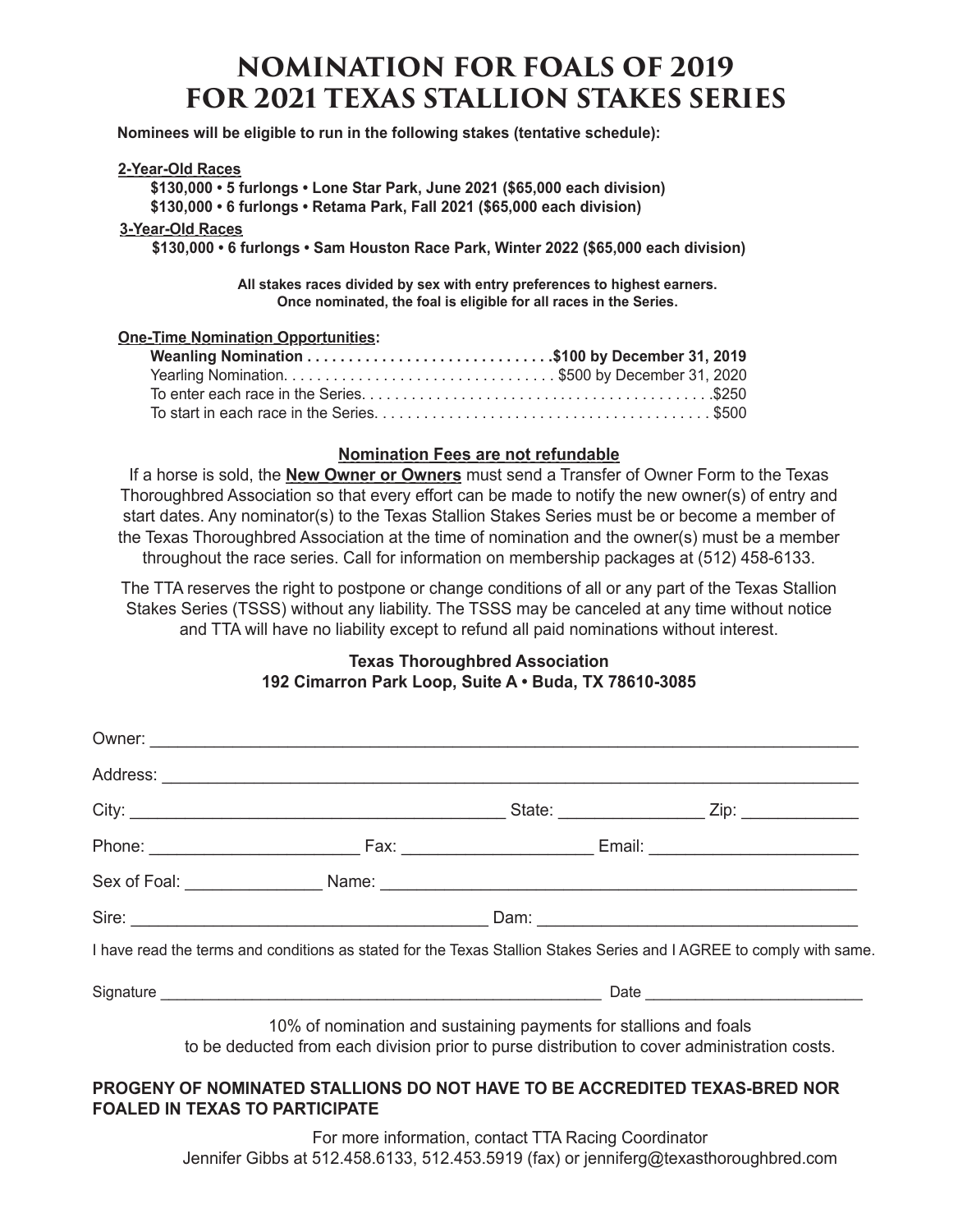# NOMINATION FOR FOALS OF 2019 FOR 2021 TEXAS STALLION STAKES SERIES

**Nominees will be eligible to run in the following stakes (tentative schedule):**

**2-Year-Old Races**

**$130,000 • 5 furlongs • Lone Star Park, June 2021 ($65,000 each division)**
**$130,000 • 6 furlongs • Retama Park, Fall 2021 ($65,000 each division)**

**3-Year-Old Races**

**$130,000 • 6 furlongs • Sam Houston Race Park, Winter 2022 ($65,000 each division)**

**All stakes races divided by sex with entry preferences to highest earners.**
**Once nominated, the foal is eligible for all races in the Series.**

**One-Time Nomination Opportunities:**

**Weanling Nomination . . . . . . . . . . . . . . . . . . . . . . . . . . . . . $100 by December 31, 2019**
Yearling Nomination. . . . . . . . . . . . . . . . . . . . . . . . . . . . . . . . . $500 by December 31, 2020
To enter each race in the Series. . . . . . . . . . . . . . . . . . . . . . . . . . . . . . . . . . . . . . . . . .$250
To start in each race in the Series. . . . . . . . . . . . . . . . . . . . . . . . . . . . . . . . . . . . . . . . $500

**Nomination Fees are not refundable**

If a horse is sold, the **New Owner or Owners** must send a Transfer of Owner Form to the Texas Thoroughbred Association so that every effort can be made to notify the new owner(s) of entry and start dates. Any nominator(s) to the Texas Stallion Stakes Series must be or become a member of the Texas Thoroughbred Association at the time of nomination and the owner(s) must be a member throughout the race series. Call for information on membership packages at (512) 458-6133.

The TTA reserves the right to postpone or change conditions of all or any part of the Texas Stallion Stakes Series (TSSS) without any liability. The TSSS may be canceled at any time without notice and TTA will have no liability except to refund all paid nominations without interest.

**Texas Thoroughbred Association**
**192 Cimarron Park Loop, Suite A • Buda, TX 78610-3085**

Owner: ____________________________________________

Address: ____________________________________________

City: ______________________ State: ____________ Zip: ____________

Phone: ______________ Fax: ______________ Email: ______________

Sex of Foal: ____________ Name: ______________________________

Sire: ______________________ Dam: ______________________

I have read the terms and conditions as stated for the Texas Stallion Stakes Series and I AGREE to comply with same.

Signature ______________________________ Date ______________

10% of nomination and sustaining payments for stallions and foals to be deducted from each division prior to purse distribution to cover administration costs.

**PROGENY OF NOMINATED STALLIONS DO NOT HAVE TO BE ACCREDITED TEXAS-BRED NOR FOALED IN TEXAS TO PARTICIPATE**

For more information, contact TTA Racing Coordinator
Jennifer Gibbs at 512.458.6133, 512.453.5919 (fax) or jenniferg@texasthoroughbred.com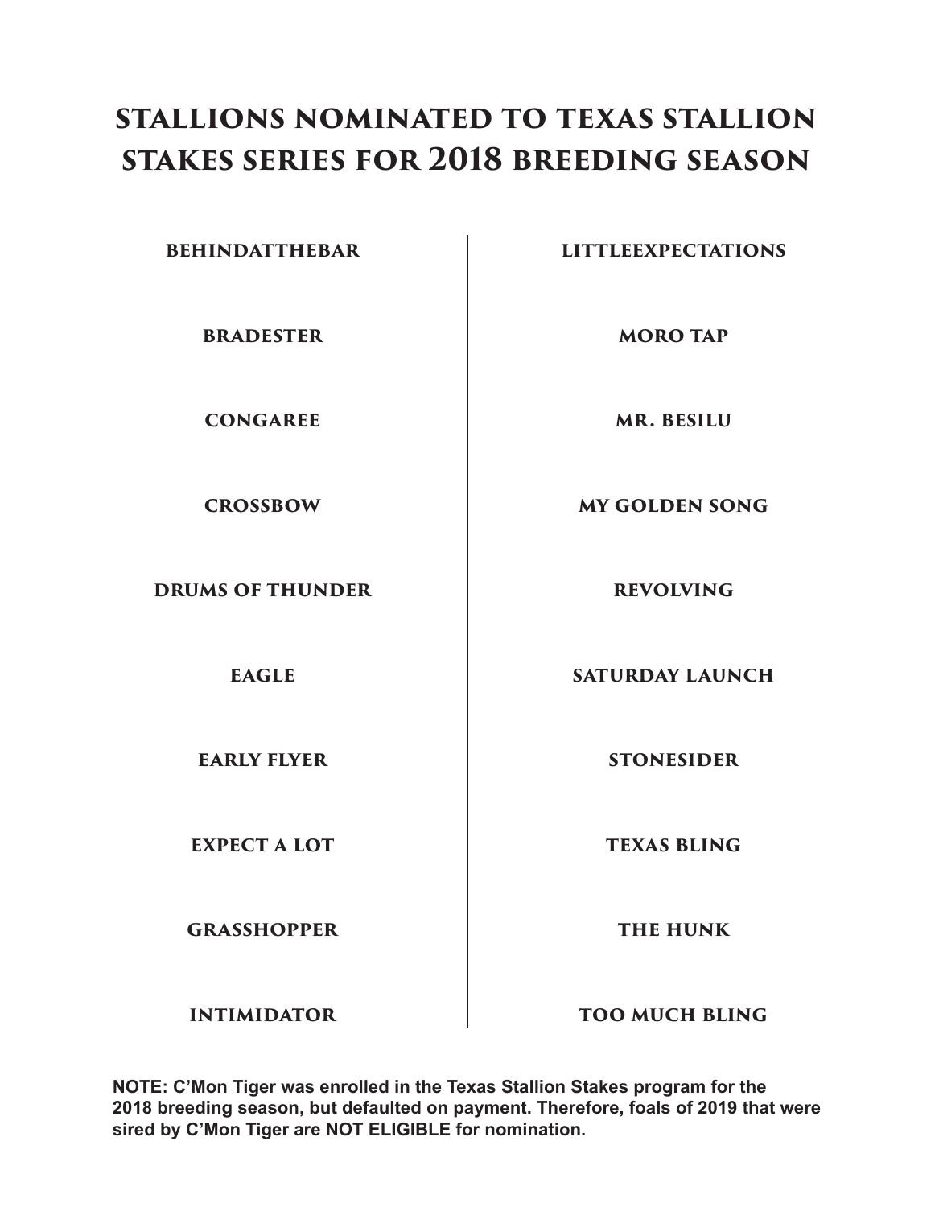# STALLIONS NOMINATED TO TEXAS STALLION STAKES SERIES FOR 2018 BREEDING SEASON

BEHINDATTHEBAR

BRADESTER

CONGAREE

CROSSBOW

DRUMS OF THUNDER

EAGLE

EARLY FLYER

EXPECT A LOT

GRASSHOPPER

INTIMIDATOR

LITTLEEXPECTATIONS

MORO TAP

MR. BESILU

MY GOLDEN SONG

REVOLVING

SATURDAY LAUNCH

STONESIDER

TEXAS BLING

THE HUNK

TOO MUCH BLING

**NOTE: C'Mon Tiger was enrolled in the Texas Stallion Stakes program for the 2018 breeding season, but defaulted on payment. Therefore, foals of 2019 that were sired by C'Mon Tiger are NOT ELIGIBLE for nomination.**